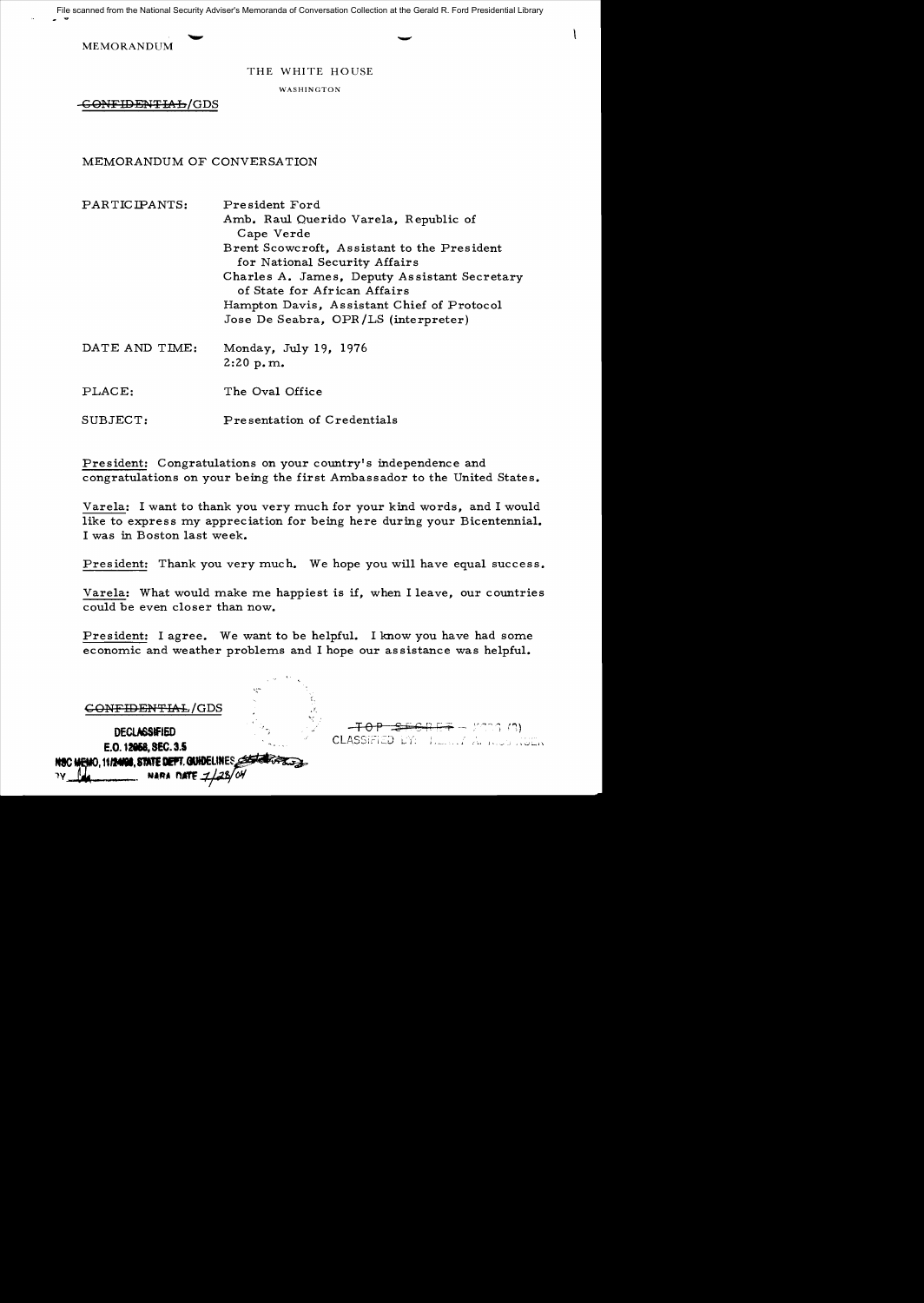File scanned from the National Security Adviser's Memoranda of Conversation Collection at the Gerald R. Ford Presidential Library

MEMORANDUM

THE WHITE HOUSE

WASHINGTON

~~CONFIDENTIAL~~/GDS

MEMORANDUM OF CONVERSATION

| | |
|---|---|
| PARTICIPANTS: | President Ford<br>Amb. Raul Querido Varela, Republic of Cape Verde<br>Brent Scowcroft, Assistant to the President for National Security Affairs<br>Charles A. James, Deputy Assistant Secretary of State for African Affairs<br>Hampton Davis, Assistant Chief of Protocol<br>Jose De Seabra, OPR/LS (interpreter) |
| DATE AND TIME: | Monday, July 19, 1976<br>2:20 p.m. |
| PLACE: | The Oval Office |
| SUBJECT: | Presentation of Credentials |

President: Congratulations on your country's independence and congratulations on your being the first Ambassador to the United States.

Varela: I want to thank you very much for your kind words, and I would like to express my appreciation for being here during your Bicentennial. I was in Boston last week.

President: Thank you very much. We hope you will have equal success.

Varela: What would make me happiest is if, when I leave, our countries could be even closer than now.

President: I agree. We want to be helpful. I know you have had some economic and weather problems and I hope our assistance was helpful.

~~CONFIDENTIAL~~/GDS

DECLASSIFIED
E.O. 12958, SEC. 3.5
NSC MEMO, 11/24/98, STATE DEPT. GUIDELINES
BY ___ NARA DATE 7/28/04

~~TOP SECRET~~
CLASSIFIED BY: ...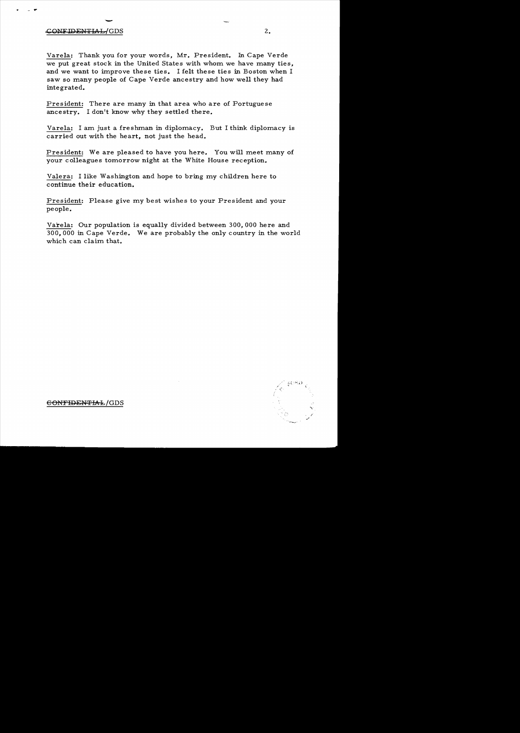Varela: Thank you for your words, Mr. President. In Cape Verde we put great stock in the United States with whom we have many ties, and we want to improve these ties. I felt these ties in Boston when I saw so many people of Cape Verde ancestry and how well they had integrated.

President: There are many in that area who are of Portuguese ancestry. I don't know why they settled there.

Varela: I am just a freshman in diplomacy. But I think diplomacy is carried out with the heart, not just the head.

President: We are pleased to have you here. You will meet many of your colleagues tomorrow night at the White House reception.

Valera: I like Washington and hope to bring my children here to continue their education.

President: Please give my best wishes to your President and your people.

Varela: Our population is equally divided between 300,000 here and 300,000 in Cape Verde. We are probably the only country in the world which can claim that.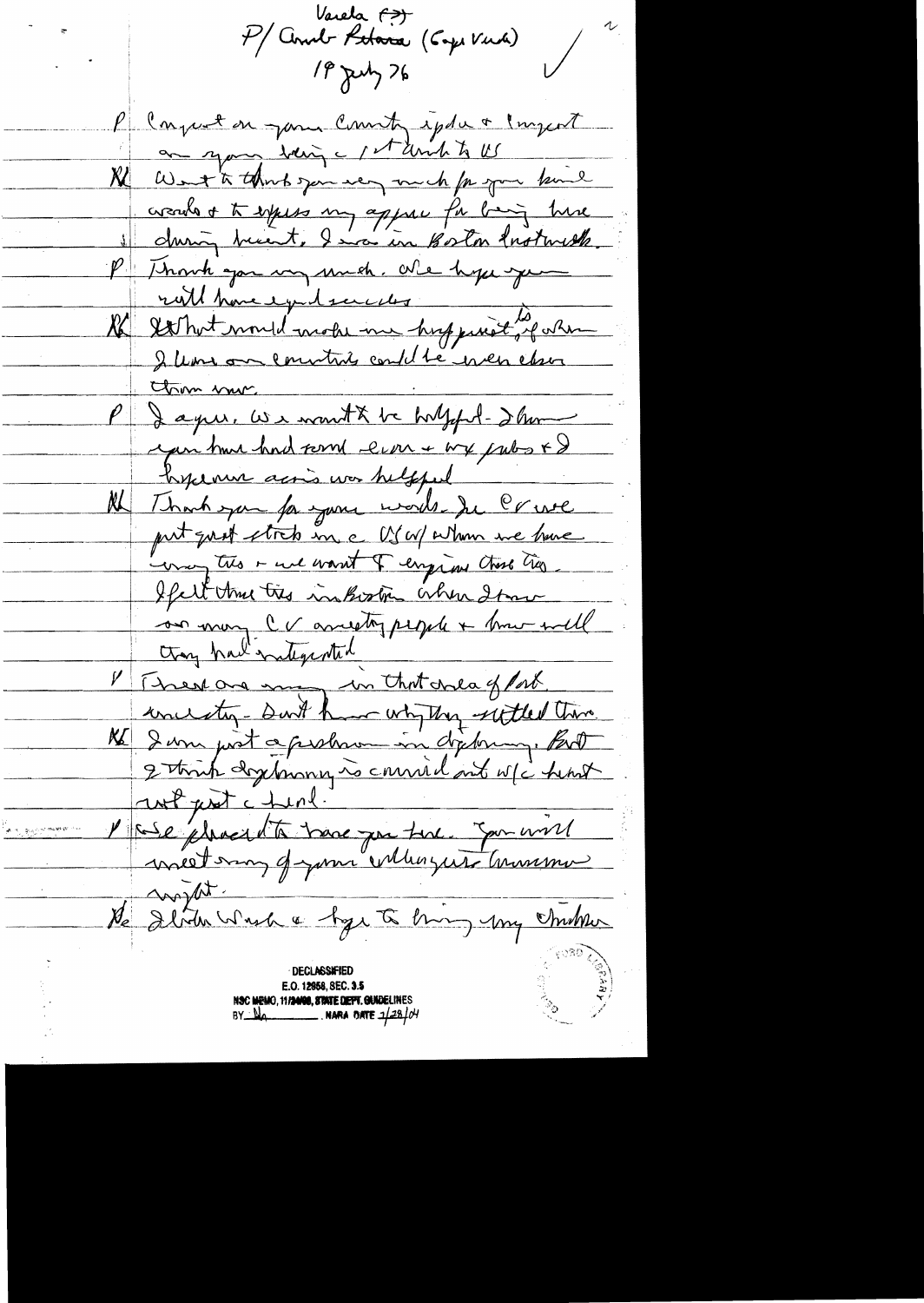Varela (?)
P/ Amb Pedrosa (Cape Verde)
19 July 76

P Congrats on your Country's indep & Congrats on your being c 1st Amb to US

K Want to thank you very much for your kind words & to express my apprec for being here during Bicent. I was in Boston last week.

P Thank you very much. We hope you will have a good success

K What would make me happiest is if relations our countries could be even closer than now.

P I agree. We want to be helpful. I know you have had some econ & wx probs & I hope our aid was helpful

K Thank you for your words. In CV we put great stock in c US w/ whom we have many ties & we want to enjoin those ties. I felt those ties in Boston when I saw so many CV ancestry people & how well they had integrated.

P There are many in that area of Port ancestry. Don't know why they settled there.

K I am just a freshman in diplomacy. But I think diplomacy is carried out w/c heart not just c head.

P We pleased to have you here. You will meet many of your colleagues tomorrow night.

K I will wait & hope to bring my children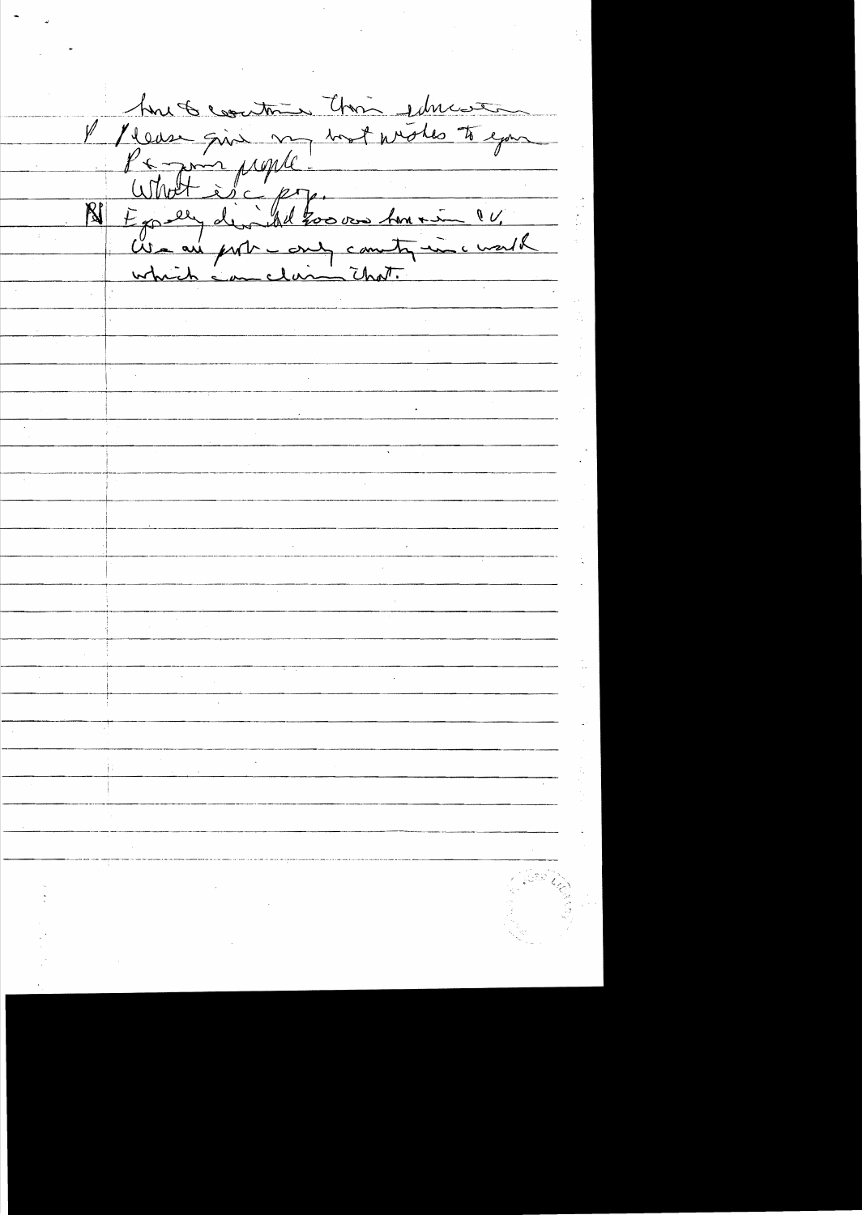here to continue their education

P Please give my best wishes to your

P & your people.

What is c pop.

M Especially divided 200,000 here in US.

We are proud - only country in world which can claim that.